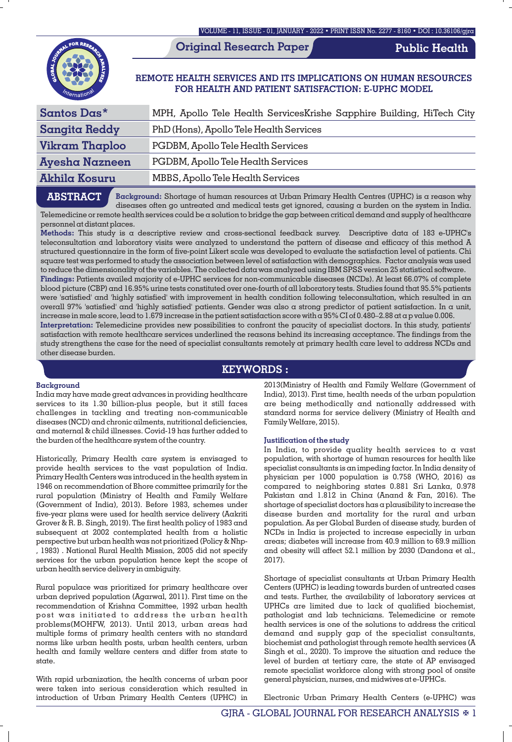Original Research Paper

Public Health

# REMOTE HEALTH SERVICES AND ITS IMPLICATIONS ON HUMAN RESOURCES FOR HEALTH AND PATIENT SATISFACTION: E-UPHC MODEL

| | |
|---|---|
| **Santos Das*** | MPH, Apollo Tele Health ServicesKrishe Sapphire Building, HiTech City |
| **Sangita Reddy** | PhD (Hons), Apollo Tele Health Services |
| **Vikram Thaploo** | PGDBM, Apollo Tele Health Services |
| **Ayesha Nazneen** | PGDBM, Apollo Tele Health Services |
| **Akhila Kosuru** | MBBS, Apollo Tele Health Services |

## ABSTRACT

**Background:** Shortage of human resources at Urban Primary Health Centres (UPHC) is a reason why diseases often go untreated and medical tests get ignored, causing a burden on the system in India. Telemedicine or remote health services could be a solution to bridge the gap between critical demand and supply of healthcare personnel at distant places.

**Methods:** This study is a descriptive review and cross-sectional feedback survey. Descriptive data of 183 e-UPHC's teleconsultation and laboratory visits were analyzed to understand the pattern of disease and efficacy of this method A structured questionnaire in the form of five-point Likert scale was developed to evaluate the satisfaction level of patients. Chi square test was performed to study the association between level of satisfaction with demographics. Factor analysis was used to reduce the dimensionality of the variables. The collected data was analyzed using IBM SPSS version 25 statistical software.

**Findings:** Patients availed majority of e-UPHC services for non-communicable diseases (NCDs). At least 66.07% of complete blood picture (CBP) and 16.95% urine tests constituted over one-fourth of all laboratory tests. Studies found that 95.5% patients were 'satisfied' and 'highly satisfied' with improvement in health condition following teleconsultation, which resulted in an overall 97% 'satisfied' and 'highly satisfied' patients. Gender was also a strong predictor of patient satisfaction. In a unit, increase in male score, lead to 1.679 increase in the patient satisfaction score with a 95% CI of 0.480–2.88 at a p value 0.006.

**Interpretation:** Telemedicine provides new possibilities to confront the paucity of specialist doctors. In this study, patients' satisfaction with remote healthcare services underlined the reasons behind its increasing acceptance. The findings from the study strengthens the case for the need of specialist consultants remotely at primary health care level to address NCDs and other disease burden.

## KEYWORDS :

### Background

India may have made great advances in providing healthcare services to its 1.30 billion-plus people, but it still faces challenges in tackling and treating non-communicable diseases (NCD) and chronic ailments, nutritional deficiencies, and maternal & child illnesses. Covid-19 has further added to the burden of the healthcare system of the country.

Historically, Primary Health care system is envisaged to provide health services to the vast population of India. Primary Health Centers was introduced in the health system in 1946 on recommendation of Bhore committee primarily for the rural population (Ministry of Health and Family Welfare (Government of India), 2013). Before 1983, schemes under five-year plans were used for health service delivery (Aakriti Grover & R. B. Singh, 2019). The first health policy of 1983 and subsequent at 2002 contemplated health from a holistic perspective but urban health was not prioritized (Policy & Nhp-, 1983) . National Rural Health Mission, 2005 did not specify services for the urban population hence kept the scope of urban health service delivery in ambiguity.

Rural populace was prioritized for primary healthcare over urban deprived population (Agarwal, 2011). First time on the recommendation of Krishna Committee, 1992 urban health post was initiated to address the urban health problems(MOHFW, 2013). Until 2013, urban areas had multiple forms of primary health centers with no standard norms like urban health posts, urban health centers, urban health and family welfare centers and differ from state to state.

With rapid urbanization, the health concerns of urban poor were taken into serious consideration which resulted in introduction of Urban Primary Health Centers (UPHC) in 2013(Ministry of Health and Family Welfare (Government of India), 2013). First time, health needs of the urban population are being methodically and nationally addressed with standard norms for service delivery (Ministry of Health and Family Welfare, 2015).

### Justification of the study

In India, to provide quality health services to a vast population, with shortage of human resources for health like specialist consultants is an impeding factor. In India density of physician per 1000 population is 0.758 (WHO, 2016) as compared to neighboring states 0.881 Sri Lanka, 0.978 Pakistan and 1.812 in China (Anand & Fan, 2016). The shortage of specialist doctors has a plausibility to increase the disease burden and mortality for the rural and urban population. As per Global Burden of disease study, burden of NCDs in India is projected to increase especially in urban areas; diabetes will increase from 40.9 million to 69.9 million and obesity will affect 52.1 million by 2030 (Dandona et al., 2017).

Shortage of specialist consultants at Urban Primary Health Centers (UPHC) is leading towards burden of untreated cases and tests. Further, the availability of laboratory services at UPHCs are limited due to lack of qualified biochemist, pathologist and lab technicians. Telemedicine or remote health services is one of the solutions to address the critical demand and supply gap of the specialist consultants, biochemist and pathologist through remote health services (A Singh et al., 2020). To improve the situation and reduce the level of burden at tertiary care, the state of AP envisaged remote specialist workforce along with strong pool of onsite general physician, nurses, and midwives at e-UPHCs.

Electronic Urban Primary Health Centers (e-UPHC) was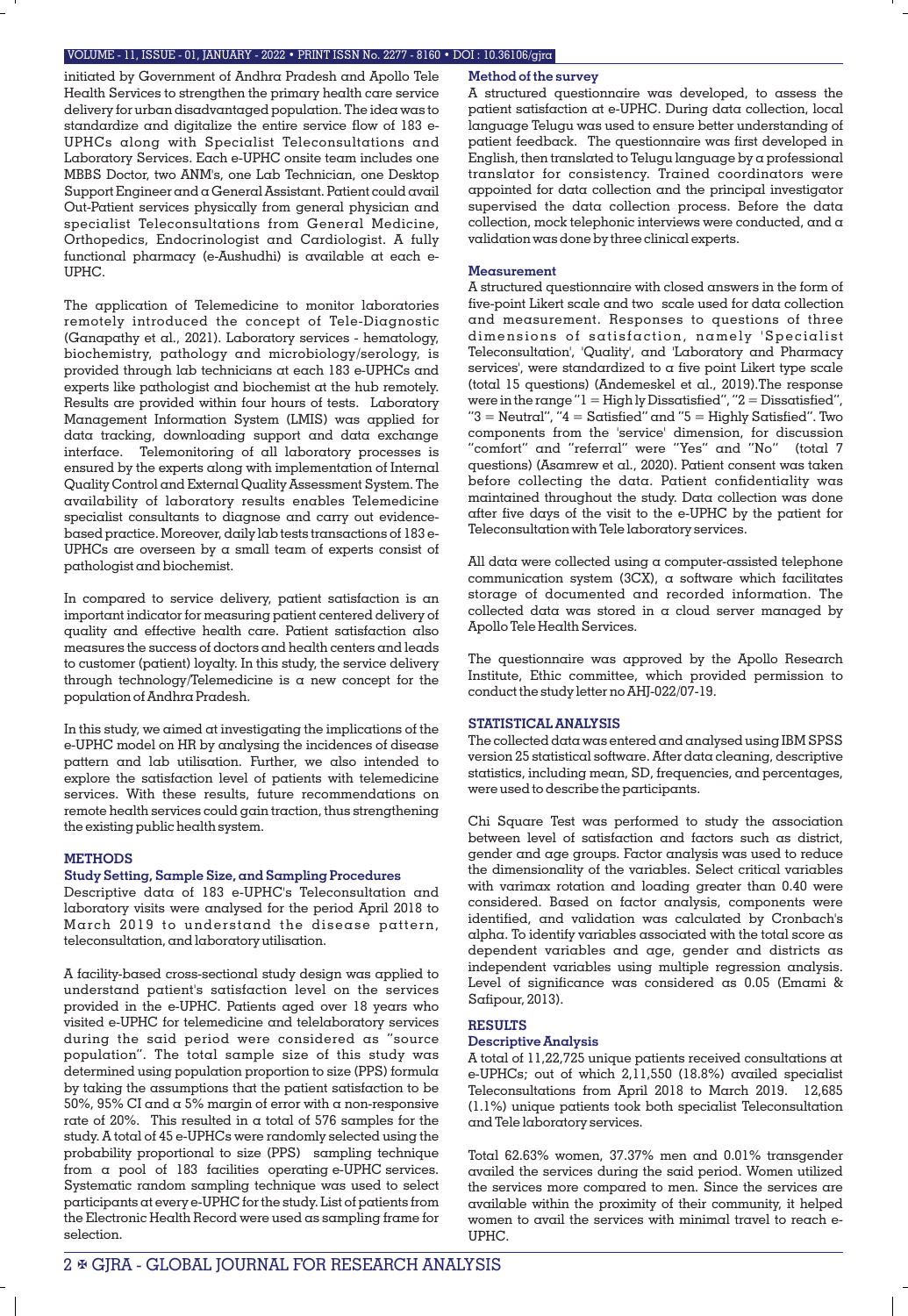initiated by Government of Andhra Pradesh and Apollo Tele Health Services to strengthen the primary health care service delivery for urban disadvantaged population. The idea was to standardize and digitalize the entire service flow of 183 e-UPHCs along with Specialist Teleconsultations and Laboratory Services. Each e-UPHC onsite team includes one MBBS Doctor, two ANM's, one Lab Technician, one Desktop Support Engineer and a General Assistant. Patient could avail Out-Patient services physically from general physician and specialist Teleconsultations from General Medicine, Orthopedics, Endocrinologist and Cardiologist. A fully functional pharmacy (e-Aushudhi) is available at each e-UPHC.

The application of Telemedicine to monitor laboratories remotely introduced the concept of Tele-Diagnostic (Ganapathy et al., 2021). Laboratory services - hematology, biochemistry, pathology and microbiology/serology, is provided through lab technicians at each 183 e-UPHCs and experts like pathologist and biochemist at the hub remotely. Results are provided within four hours of tests. Laboratory Management Information System (LMIS) was applied for data tracking, downloading support and data exchange interface. Telemonitoring of all laboratory processes is ensured by the experts along with implementation of Internal Quality Control and External Quality Assessment System. The availability of laboratory results enables Telemedicine specialist consultants to diagnose and carry out evidence-based practice. Moreover, daily lab tests transactions of 183 e-UPHCs are overseen by a small team of experts consist of pathologist and biochemist.

In compared to service delivery, patient satisfaction is an important indicator for measuring patient centered delivery of quality and effective health care. Patient satisfaction also measures the success of doctors and health centers and leads to customer (patient) loyalty. In this study, the service delivery through technology/Telemedicine is a new concept for the population of Andhra Pradesh.

In this study, we aimed at investigating the implications of the e-UPHC model on HR by analysing the incidences of disease pattern and lab utilisation. Further, we also intended to explore the satisfaction level of patients with telemedicine services. With these results, future recommendations on remote health services could gain traction, thus strengthening the existing public health system.

## METHODS

### Study Setting, Sample Size, and Sampling Procedures

Descriptive data of 183 e-UPHC's Teleconsultation and laboratory visits were analysed for the period April 2018 to March 2019 to understand the disease pattern, teleconsultation, and laboratory utilisation.

A facility-based cross-sectional study design was applied to understand patient's satisfaction level on the services provided in the e-UPHC. Patients aged over 18 years who visited e-UPHC for telemedicine and telelaboratory services during the said period were considered as "source population". The total sample size of this study was determined using population proportion to size (PPS) formula by taking the assumptions that the patient satisfaction to be 50%, 95% CI and a 5% margin of error with a non-responsive rate of 20%. This resulted in a total of 576 samples for the study. A total of 45 e-UPHCs were randomly selected using the probability proportional to size (PPS) sampling technique from a pool of 183 facilities operating e-UPHC services. Systematic random sampling technique was used to select participants at every e-UPHC for the study. List of patients from the Electronic Health Record were used as sampling frame for selection.

### Method of the survey

A structured questionnaire was developed, to assess the patient satisfaction at e-UPHC. During data collection, local language Telugu was used to ensure better understanding of patient feedback. The questionnaire was first developed in English, then translated to Telugu language by a professional translator for consistency. Trained coordinators were appointed for data collection and the principal investigator supervised the data collection process. Before the data collection, mock telephonic interviews were conducted, and a validation was done by three clinical experts.

### Measurement

A structured questionnaire with closed answers in the form of five-point Likert scale and two scale used for data collection and measurement. Responses to questions of three dimensions of satisfaction, namely 'Specialist Teleconsultation', 'Quality', and 'Laboratory and Pharmacy services', were standardized to a five point Likert type scale (total 15 questions) (Andemeskel et al., 2019).The response were in the range "1 = High ly Dissatisfied", "2 = Dissatisfied", "3 = Neutral", "4 = Satisfied" and "5 = Highly Satisfied". Two components from the 'service' dimension, for discussion "comfort" and "referral" were "Yes" and "No" (total 7 questions) (Asamrew et al., 2020). Patient consent was taken before collecting the data. Patient confidentiality was maintained throughout the study. Data collection was done after five days of the visit to the e-UPHC by the patient for Teleconsultation with Tele laboratory services.

All data were collected using a computer-assisted telephone communication system (3CX), a software which facilitates storage of documented and recorded information. The collected data was stored in a cloud server managed by Apollo Tele Health Services.

The questionnaire was approved by the Apollo Research Institute, Ethic committee, which provided permission to conduct the study letter no AHJ-022/07-19.

## STATISTICAL ANALYSIS

The collected data was entered and analysed using IBM SPSS version 25 statistical software. After data cleaning, descriptive statistics, including mean, SD, frequencies, and percentages, were used to describe the participants.

Chi Square Test was performed to study the association between level of satisfaction and factors such as district, gender and age groups. Factor analysis was used to reduce the dimensionality of the variables. Select critical variables with varimax rotation and loading greater than 0.40 were considered. Based on factor analysis, components were identified, and validation was calculated by Cronbach's alpha. To identify variables associated with the total score as dependent variables and age, gender and districts as independent variables using multiple regression analysis. Level of significance was considered as 0.05 (Emami & Safipour, 2013).

## RESULTS

### Descriptive Analysis

A total of 11,22,725 unique patients received consultations at e-UPHCs; out of which 2,11,550 (18.8%) availed specialist Teleconsultations from April 2018 to March 2019. 12,685 (1.1%) unique patients took both specialist Teleconsultation and Tele laboratory services.

Total 62.63% women, 37.37% men and 0.01% transgender availed the services during the said period. Women utilized the services more compared to men. Since the services are available within the proximity of their community, it helped women to avail the services with minimal travel to reach e-UPHC.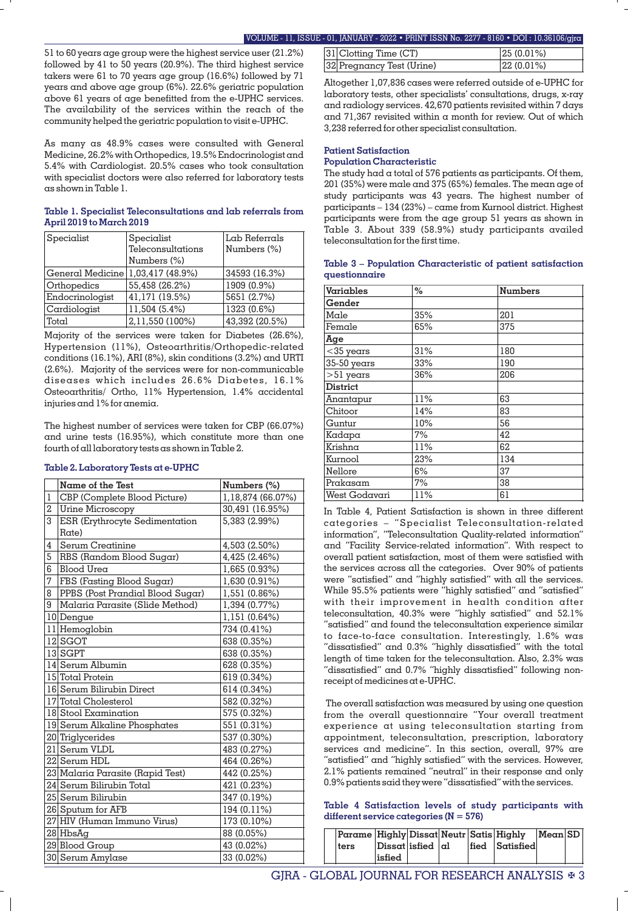51 to 60 years age group were the highest service user (21.2%) followed by 41 to 50 years (20.9%). The third highest service takers were 61 to 70 years age group (16.6%) followed by 71 years and above age group (6%). 22.6% geriatric population above 61 years of age benefitted from the e-UPHC services. The availability of the services within the reach of the community helped the geriatric population to visit e-UPHC.

As many as 48.9% cases were consulted with General Medicine, 26.2% with Orthopedics, 19.5% Endocrinologist and 5.4% with Cardiologist. 20.5% cases who took consultation with specialist doctors were also referred for laboratory tests as shown in Table 1.

**Table 1. Specialist Teleconsultations and lab referrals from April 2019 to March 2019**

| Specialist | Specialist Teleconsultations Numbers (%) | Lab Referrals Numbers (%) |
|---|---|---|
| General Medicine | 1,03,417 (48.9%) | 34593 (16.3%) |
| Orthopedics | 55,458 (26.2%) | 1909 (0.9%) |
| Endocrinologist | 41,171 (19.5%) | 5651 (2.7%) |
| Cardiologist | 11,504 (5.4%) | 1323 (0.64%) |
| Total | 2,11,550 (100%) | 43,392 (20.5%) |

Majority of the services were taken for Diabetes (26.6%), Hypertension (11%), Osteoarthritis/Orthopedic-related conditions (16.1%), ARI (8%), skin conditions (3.2%) and URTI (2.6%). Majority of the services were for non-communicable diseases which includes 26.6% Diabetes, 16.1% Osteoarthritis/ Ortho, 11% Hypertension, 1.4% accidental injuries and 1% for anemia.

The highest number of services were taken for CBP (66.07%) and urine tests (16.95%), which constitute more than one fourth of all laboratory tests as shown in Table 2.

**Table 2. Laboratory Tests at e-UPHC**

| | Name of the Test | Numbers (%) |
|---|---|---|
| 1 | CBP (Complete Blood Picture) | 1,18,874 (66.07%) |
| 2 | Urine Microscopy | 30,491 (16.95%) |
| 3 | ESR (Erythrocyte Sedimentation Rate) | 5,383 (2.99%) |
| 4 | Serum Creatinine | 4,503 (2.50%) |
| 5 | RBS (Random Blood Sugar) | 4,425 (2.46%) |
| 6 | Blood Urea | 1,665 (0.93%) |
| 7 | FBS (Fasting Blood Sugar) | 1,630 (0.91%) |
| 8 | PPBS (Post Prandial Blood Sugar) | 1,551 (0.86%) |
| 9 | Malaria Parasite (Slide Method) | 1,394 (0.77%) |
| 10 | Dengue | 1,151 (0.64%) |
| 11 | Hemoglobin | 734 (0.41%) |
| 12 | SGOT | 638 (0.35%) |
| 13 | SGPT | 638 (0.35%) |
| 14 | Serum Albumin | 628 (0.35%) |
| 15 | Total Protein | 619 (0.34%) |
| 16 | Serum Bilirubin Direct | 614 (0.34%) |
| 17 | Total Cholesterol | 582 (0.32%) |
| 18 | Stool Examination | 575 (0.32%) |
| 19 | Serum Alkaline Phosphates | 551 (0.31%) |
| 20 | Triglycerides | 537 (0.30%) |
| 21 | Serum VLDL | 483 (0.27%) |
| 22 | Serum HDL | 464 (0.26%) |
| 23 | Malaria Parasite (Rapid Test) | 442 (0.25%) |
| 24 | Serum Bilirubin Total | 421 (0.23%) |
| 25 | Serum Bilirubin | 347 (0.19%) |
| 26 | Sputum for AFB | 194 (0.11%) |
| 27 | HIV (Human Immuno Virus) | 173 (0.10%) |
| 28 | HbsAg | 88 (0.05%) |
| 29 | Blood Group | 43 (0.02%) |
| 30 | Serum Amylase | 33 (0.02%) |
| 31 | Clotting Time (CT) | 25 (0.01%) |
| 32 | Pregnancy Test (Urine) | 22 (0.01%) |

Altogether 1,07,836 cases were referred outside of e-UPHC for laboratory tests, other specialists' consultations, drugs, x-ray and radiology services. 42,670 patients revisited within 7 days and 71,367 revisited within a month for review. Out of which 3,238 referred for other specialist consultation.

### Patient Satisfaction

#### Population Characteristic

The study had a total of 576 patients as participants. Of them, 201 (35%) were male and 375 (65%) females. The mean age of study participants was 43 years. The highest number of participants – 134 (23%) – came from Kurnool district. Highest participants were from the age group 51 years as shown in Table 3. About 339 (58.9%) study participants availed teleconsultation for the first time.

**Table 3 – Population Characteristic of patient satisfaction questionnaire**

| Variables | % | Numbers |
|---|---|---|
| **Gender** | | |
| Male | 35% | 201 |
| Female | 65% | 375 |
| **Age** | | |
| <35 years | 31% | 180 |
| 35-50 years | 33% | 190 |
| >51 years | 36% | 206 |
| **District** | | |
| Anantapur | 11% | 63 |
| Chitoor | 14% | 83 |
| Guntur | 10% | 56 |
| Kadapa | 7% | 42 |
| Krishna | 11% | 62 |
| Kurnool | 23% | 134 |
| Nellore | 6% | 37 |
| Prakasam | 7% | 38 |
| West Godavari | 11% | 61 |

In Table 4, Patient Satisfaction is shown in three different categories – "Specialist Teleconsultation-related information", "Teleconsultation Quality-related information" and "Facility Service-related information". With respect to overall patient satisfaction, most of them were satisfied with the services across all the categories. Over 90% of patients were "satisfied" and "highly satisfied" with all the services. While 95.5% patients were "highly satisfied" and "satisfied" with their improvement in health condition after teleconsultation, 40.3% were "highly satisfied" and 52.1% "satisfied" and found the teleconsultation experience similar to face-to-face consultation. Interestingly, 1.6% was "dissatisfied" and 0.3% "highly dissatisfied" with the total length of time taken for the teleconsultation. Also, 2.3% was "dissatisfied" and 0.7% "highly dissatisfied" following non-receipt of medicines at e-UPHC.

The overall satisfaction was measured by using one question from the overall questionnaire "Your overall treatment experience at using teleconsultation starting from appointment, teleconsultation, prescription, laboratory services and medicine". In this section, overall, 97% are "satisfied" and "highly satisfied" with the services. However, 2.1% patients remained "neutral" in their response and only 0.9% patients said they were "dissatisfied" with the services.

**Table 4 Satisfaction levels of study participants with different service categories (N = 576)**

| | Parameters | Highly Dissatisfied | Dissatisfied | Neutral | Satisfied | Highly Satisfied | Mean | SD |
|---|---|---|---|---|---|---|---|---|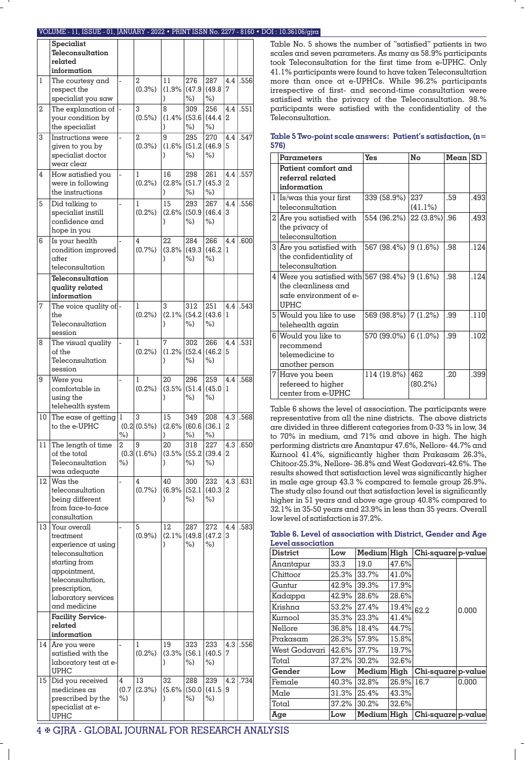| | | | | | | | | |
|---|---|---|---|---|---|---|---|---|
| | **Specialist Teleconsultation related information** | | | | | | | |
| 1 | The courtesy and respect the specialist you saw | - | 2 (0.3%) | 11 (1.9%) | 276 (47.9%) | 287 (49.8%) | 4.47 | .556 |
| 2 | The explanation of your condition by the specialist | - | 3 (0.5%) | 8 (1.4%) | 309 (53.6%) | 256 (44.4%) | 4.42 | .551 |
| 3 | Instructions were given to you by specialist doctor wear clear | - | 2 (0.3%) | 9 (1.6%) | 295 (51.2%) | 270 (46.9%) | 4.45 | .547 |
| 4 | How satisfied you were in following the instructions | - | 1 (0.2%) | 16 (2.8%) | 298 (51.7%) | 261 (45.3%) | 4.42 | .557 |
| 5 | Did talking to specialist instill confidence and hope in you | - | 1 (0.2%) | 15 (2.6%) | 293 (50.9%) | 267 (46.4%) | 4.43 | .556 |
| 6 | Is your health condition improved after teleconsultation | - | 4 (0.7%) | 22 (3.8%) | 284 (49.3%) | 266 (46.2%) | 4.41 | .600 |
| | **Teleconsultation quality related information** | | | | | | | |
| 7 | The voice quality of the Teleconsultation session | - | 1 (0.2%) | 3 (2.1%) | 312 (54.2%) | 251 (43.6%) | 4.41 | .543 |
| 8 | The visual quality of the Teleconsultation session | - | 1 (0.2%) | 7 (1.2%) | 302 (52.4%) | 266 (46.2%) | 4.45 | .531 |
| 9 | Were you comfortable in using the telehealth system | - | 1 (0.2%) | 20 (3.5%) | 296 (51.4%) | 259 (45.0%) | 4.41 | .568 |
| 10 | The ease of getting to the e-UPHC | 1 (0.2%) | 3 (0.5%) | 15 (2.6%) | 349 (60.6%) | 208 (36.1%) | 4.32 | .568 |
| 11 | The length of time of the total Teleconsultation was adequate | 2 (0.3%) | 9 (1.6%) | 20 (3.5%) | 318 (55.2%) | 227 (39.4%) | 4.32 | .650 |
| 12 | Was the teleconsultation being different from face-to-face consultation | - | 4 (0.7%) | 40 (6.9%) | 300 (52.1%) | 232 (40.3%) | 4.32 | .631 |
| 13 | Your overall treatment experience at using teleconsultation starting from appointment, teleconsultation, prescription, laboratory services and medicine | - | 5 (0.9%) | 12 (2.1%) | 287 (49.8%) | 272 (47.2%) | 4.43 | .583 |
| | **Facility Service-related information** | | | | | | | |
| 14 | Are you were satisfied with the laboratory test at e-UPHC | - | 1 (0.2%) | 19 (3.3%) | 323 (56.1%) | 233 (40.5%) | 4.37 | .556 |
| 15 | Did you received medicines as prescribed by the specialist at e-UPHC | 4 (0.7%) | 13 (2.3%) | 32 (5.6%) | 288 (50.0%) | 239 (41.5%) | 4.29 | .734 |

Table No. 5 shows the number of "satisfied" patients in two scales and seven parameters. As many as 58.9% participants took Teleconsultation for the first time from e-UPHC. Only 41.1% participants were found to have taken Teleconsultation more than once at e-UPHCs. While 96.2% participants irrespective of first- and second-time consultation were satisfied with the privacy of the Teleconsultation. 98.% participants were satisfied with the confidentiality of the Teleconsultation.

**Table 5 Two-point scale answers: Patient's satisfaction, (n= 576)**

| | Parameters | Yes | No | Mean | SD |
|---|---|---|---|---|---|
| | **Patient comfort and referral related information** | | | | |
| 1 | Is/was this your first teleconsultation | 339 (58.9%) | 237 (41.1%) | .59 | .493 |
| 2 | Are you satisfied with the privacy of teleconsultation | 554 (96.2%) | 22 (3.8%) | .96 | .493 |
| 3 | Are you satisfied with the confidentiality of teleconsultation | 567 (98.4%) | 9 (1.6%) | .98 | .124 |
| 4 | Were you satisfied with the cleanliness and safe environment of e-UPHC | 567 (98.4%) | 9 (1.6%) | .98 | .124 |
| 5 | Would you like to use telehealth again | 569 (98.8%) | 7 (1.2%) | .99 | .110 |
| 6 | Would you like to recommend telemedicine to another person | 570 (99.0%) | 6 (1.0%) | .99 | .102 |
| 7 | Have you been refereed to higher center from e-UPHC | 114 (19.8%) | 462 (80.2%) | .20 | .399 |

Table 6 shows the level of association. The participants were representative from all the nine districts. The above districts are divided in three different categories from 0-33 % in low, 34 to 70% in medium, and 71% and above in high. The high performing districts are Anantapur 47.6%, Nellore- 44.7% and Kurnool 41.4%, significantly higher than Prakasam 26.3%, Chitoor-25.3%, Nellore- 36.8% and West Godavari-42.6%. The results showed that satisfaction level was significantly higher in male age group 43.3 % compared to female group 26.9%. The study also found out that satisfaction level is significantly higher in 51 years and above age group 40.8% compared to 32.1% in 35-50 years and 23.9% in less than 35 years. Overall low level of satisfaction is 37.2%.

**Table 6. Level of association with District, Gender and Age Level association**

| District | Low | Medium | High | Chi-square | p-value |
|---|---|---|---|---|---|
| Anantapur | 33.3 | 19.0 | 47.6% | 62.2 | 0.000 |
| Chittoor | 25.3% | 33.7% | 41.0% | | |
| Guntur | 42.9% | 39.3% | 17.9% | | |
| Kadappa | 42.9% | 28.6% | 28.6% | | |
| Krishna | 53.2% | 27.4% | 19.4% | | |
| Kurnool | 35.3% | 23.3% | 41.4% | | |
| Nellore | 36.8% | 18.4% | 44.7% | | |
| Prakasam | 26.3% | 57.9% | 15.8% | | |
| West Godavari | 42.6% | 37.7% | 19.7% | | |
| Total | 37.2% | 30.2% | 32.6% | | |
| **Gender** | **Low** | **Medium** | **High** | **Chi-square** | **p-value** |
| Female | 40.3% | 32.8% | 26.9% | 16.7 | 0.000 |
| Male | 31.3% | 25.4% | 43.3% | | |
| Total | 37.2% | 30.2% | 32.6% | | |
| **Age** | **Low** | **Medium** | **High** | **Chi-square** | **p-value** |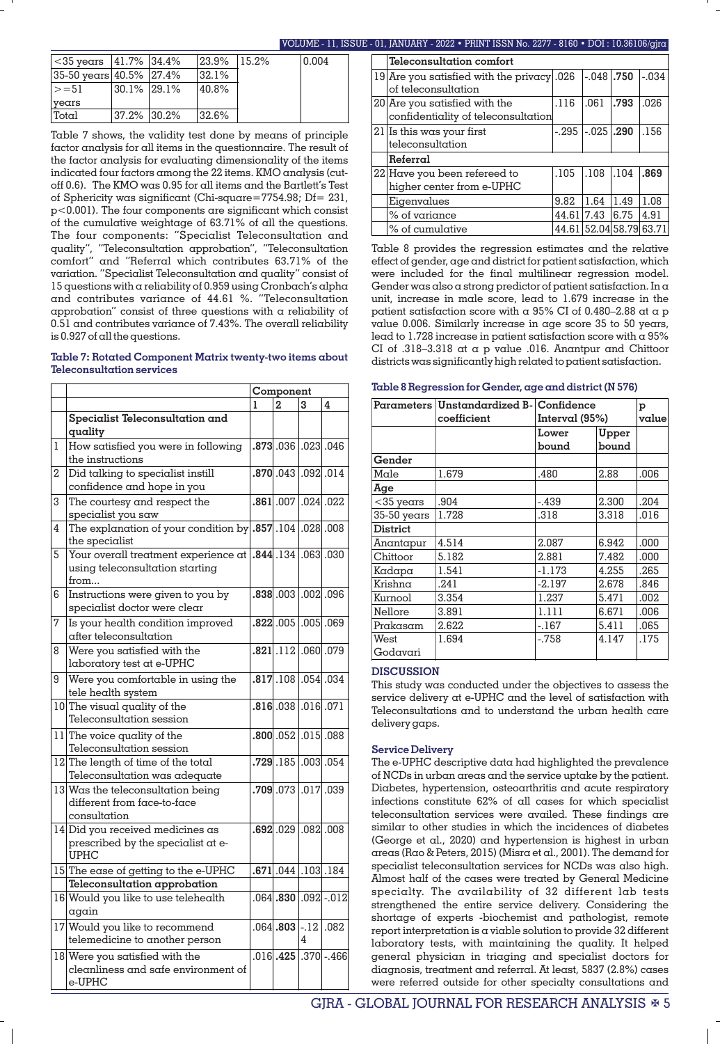| | | | | | |
|---|---|---|---|---|---|
| <35 years | 41.7% | 34.4% | 23.9% | 15.2% | 0.004 |
| 35-50 years | 40.5% | 27.4% | 32.1% | | |
| >=51 years | 30.1% | 29.1% | 40.8% | | |
| Total | 37.2% | 30.2% | 32.6% | | |

Table 7 shows, the validity test done by means of principle factor analysis for all items in the questionnaire. The result of the factor analysis for evaluating dimensionality of the items indicated four factors among the 22 items. KMO analysis (cut-off 0.6). The KMO was 0.95 for all items and the Bartlett's Test of Sphericity was significant (Chi-square=7754.98; Df= 231, $p<0.001$). The four components are significant which consist of the cumulative weightage of 63.71% of all the questions. The four components: "Specialist Teleconsultation and quality", "Teleconsultation approbation", "Teleconsultation comfort" and "Referral which contributes 63.71% of the variation. "Specialist Teleconsultation and quality" consist of 15 questions with a reliability of 0.959 using Cronbach's alpha and contributes variance of 44.61 %. "Teleconsultation approbation" consist of three questions with a reliability of 0.51 and contributes variance of 7.43%. The overall reliability is 0.927 of all the questions.

**Table 7: Rotated Component Matrix twenty-two items about Teleconsultation services**

| | | Component | | | |
|---|---|---|---|---|---|
| | | 1 | 2 | 3 | 4 |
| | **Specialist Teleconsultation and quality** | | | | |
| 1 | How satisfied you were in following the instructions | **.873** | .036 | .023 | .046 |
| 2 | Did talking to specialist instill confidence and hope in you | **.870** | .043 | .092 | .014 |
| 3 | The courtesy and respect the specialist you saw | **.861** | .007 | .024 | .022 |
| 4 | The explanation of your condition by the specialist | **.857** | .104 | .028 | .008 |
| 5 | Your overall treatment experience at using teleconsultation starting from... | **.844** | .134 | .063 | .030 |
| 6 | Instructions were given to you by specialist doctor were clear | **.838** | .003 | .002 | .096 |
| 7 | Is your health condition improved after teleconsultation | **.822** | .005 | .005 | .069 |
| 8 | Were you satisfied with the laboratory test at e-UPHC | **.821** | .112 | .060 | .079 |
| 9 | Were you comfortable in using the tele health system | **.817** | .108 | .054 | .034 |
| 10 | The visual quality of the Teleconsultation session | **.816** | .038 | .016 | .071 |
| 11 | The voice quality of the Teleconsultation session | **.800** | .052 | .015 | .088 |
| 12 | The length of time of the total Teleconsultation was adequate | **.729** | .185 | .003 | .054 |
| 13 | Was the teleconsultation being different from face-to-face consultation | **.709** | .073 | .017 | .039 |
| 14 | Did you received medicines as prescribed by the specialist at e-UPHC | **.692** | .029 | .082 | .008 |
| 15 | The ease of getting to the e-UPHC | **.671** | .044 | .103 | .184 |
| | **Teleconsultation approbation** | | | | |
| 16 | Would you like to use telehealth again | .064 | **.830** | .092 | -.012 |
| 17 | Would you like to recommend telemedicine to another person | .064 | **.803** | -.124 | .082 |
| 18 | Were you satisfied with the cleanliness and safe environment of e-UPHC | .016 | **.425** | .370 | -.466 |
| | **Teleconsultation comfort** | | | | |
| 19 | Are you satisfied with the privacy of teleconsultation | .026 | -.048 | **.750** | -.034 |
| 20 | Are you satisfied with the confidentiality of teleconsultation | .116 | .061 | **.793** | .026 |
| 21 | Is this was your first teleconsultation | -.295 | -.025 | **.290** | .156 |
| | **Referral** | | | | |
| 22 | Have you been refereed to higher center from e-UPHC | .105 | .108 | .104 | **.869** |
| | Eigenvalues | 9.82 | 1.64 | 1.49 | 1.08 |
| | % of variance | 44.61 | 7.43 | 6.75 | 4.91 |
| | % of cumulative | 44.61 | 52.04 | 58.79 | 63.71 |

Table 8 provides the regression estimates and the relative effect of gender, age and district for patient satisfaction, which were included for the final multilinear regression model. Gender was also a strong predictor of patient satisfaction. In a unit, increase in male score, lead to 1.679 increase in the patient satisfaction score with a 95% CI of 0.480–2.88 at a p value 0.006. Similarly increase in age score 35 to 50 years, lead to 1.728 increase in patient satisfaction score with a 95% CI of .318–3.318 at a p value .016. Anantpur and Chittoor districts was significantly high related to patient satisfaction.

**Table 8 Regression for Gender, age and district (N 576)**

| Parameters | Unstandardized B-coefficient | Confidence Interval (95%) | | p value |
|---|---|---|---|---|
| | | Lower bound | Upper bound | |
| **Gender** | | | | |
| Male | 1.679 | .480 | 2.88 | .006 |
| **Age** | | | | |
| <35 years | .904 | -.439 | 2.300 | .204 |
| 35-50 years | 1.728 | .318 | 3.318 | .016 |
| **District** | | | | |
| Anantapur | 4.514 | 2.087 | 6.942 | .000 |
| Chittoor | 5.182 | 2.881 | 7.482 | .000 |
| Kadapa | 1.541 | -1.173 | 4.255 | .265 |
| Krishna | .241 | -2.197 | 2.678 | .846 |
| Kurnool | 3.354 | 1.237 | 5.471 | .002 |
| Nellore | 3.891 | 1.111 | 6.671 | .006 |
| Prakasam | 2.622 | -.167 | 5.411 | .065 |
| West Godavari | 1.694 | -.758 | 4.147 | .175 |

## DISCUSSION

This study was conducted under the objectives to assess the service delivery at e-UPHC and the level of satisfaction with Teleconsultations and to understand the urban health care delivery gaps.

### Service Delivery

The e-UPHC descriptive data had highlighted the prevalence of NCDs in urban areas and the service uptake by the patient. Diabetes, hypertension, osteoarthritis and acute respiratory infections constitute 62% of all cases for which specialist teleconsultation services were availed. These findings are similar to other studies in which the incidences of diabetes (George et al., 2020) and hypertension is highest in urban areas (Rao & Peters, 2015) (Misra et al., 2001). The demand for specialist teleconsultation services for NCDs was also high. Almost half of the cases were treated by General Medicine specialty. The availability of 32 different lab tests strengthened the entire service delivery. Considering the shortage of experts -biochemist and pathologist, remote report interpretation is a viable solution to provide 32 different laboratory tests, with maintaining the quality. It helped general physician in triaging and specialist doctors for diagnosis, treatment and referral. At least, 5837 (2.8%) cases were referred outside for other specialty consultations and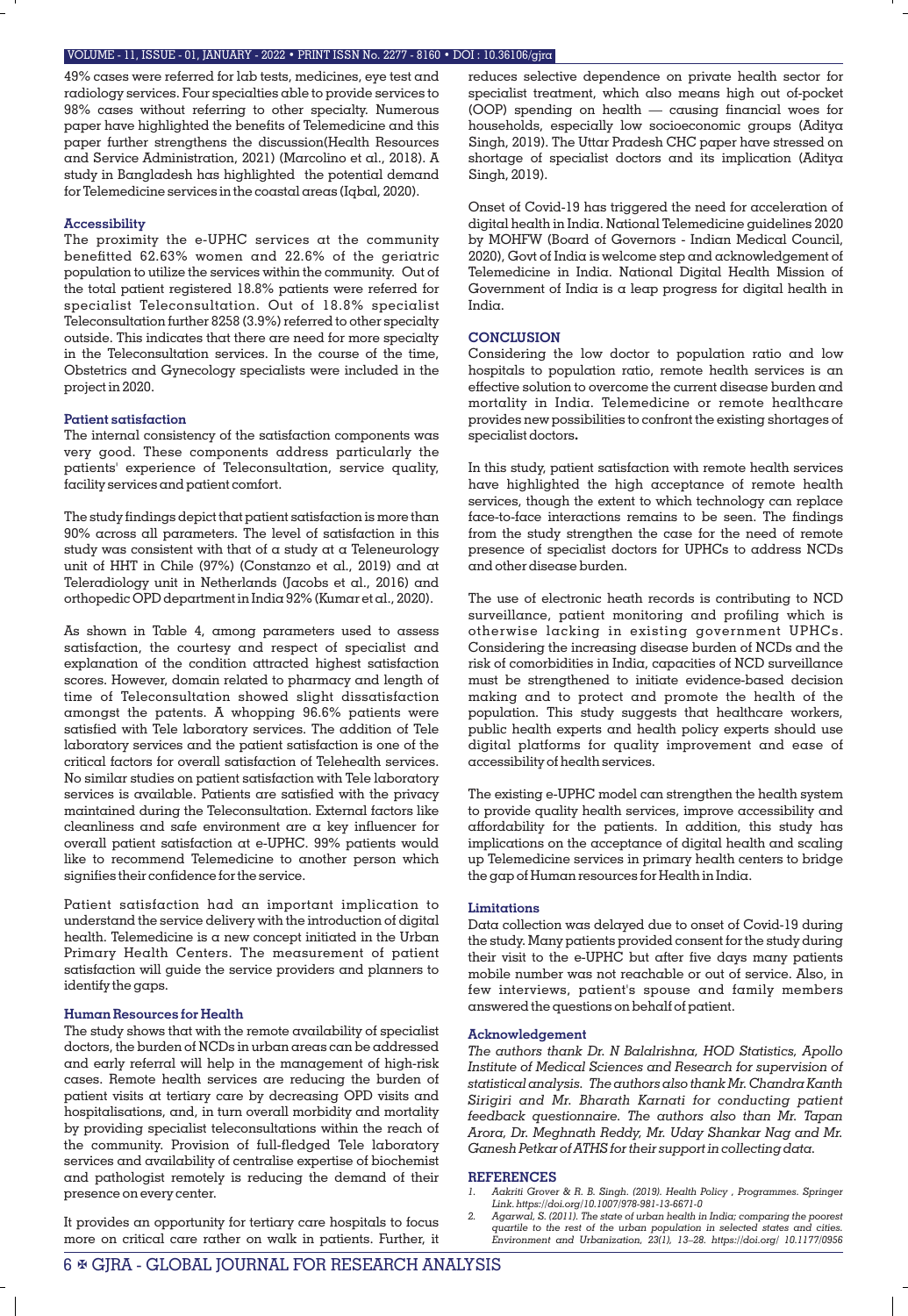49% cases were referred for lab tests, medicines, eye test and radiology services. Four specialties able to provide services to 98% cases without referring to other specialty. Numerous paper have highlighted the benefits of Telemedicine and this paper further strengthens the discussion(Health Resources and Service Administration, 2021) (Marcolino et al., 2018). A study in Bangladesh has highlighted the potential demand for Telemedicine services in the coastal areas (Iqbal, 2020).

### Accessibility

The proximity the e-UPHC services at the community benefitted 62.63% women and 22.6% of the geriatric population to utilize the services within the community. Out of the total patient registered 18.8% patients were referred for specialist Teleconsultation. Out of 18.8% specialist Teleconsultation further 8258 (3.9%) referred to other specialty outside. This indicates that there are need for more specialty in the Teleconsultation services. In the course of the time, Obstetrics and Gynecology specialists were included in the project in 2020.

### Patient satisfaction

The internal consistency of the satisfaction components was very good. These components address particularly the patients' experience of Teleconsultation, service quality, facility services and patient comfort.

The study findings depict that patient satisfaction is more than 90% across all parameters. The level of satisfaction in this study was consistent with that of a study at a Teleneurology unit of HHT in Chile (97%) (Constanzo et al., 2019) and at Teleradiology unit in Netherlands (Jacobs et al., 2016) and orthopedic OPD department in India 92% (Kumar et al., 2020).

As shown in Table 4, among parameters used to assess satisfaction, the courtesy and respect of specialist and explanation of the condition attracted highest satisfaction scores. However, domain related to pharmacy and length of time of Teleconsultation showed slight dissatisfaction amongst the patents. A whopping 96.6% patients were satisfied with Tele laboratory services. The addition of Tele laboratory services and the patient satisfaction is one of the critical factors for overall satisfaction of Telehealth services. No similar studies on patient satisfaction with Tele laboratory services is available. Patients are satisfied with the privacy maintained during the Teleconsultation. External factors like cleanliness and safe environment are a key influencer for overall patient satisfaction at e-UPHC. 99% patients would like to recommend Telemedicine to another person which signifies their confidence for the service.

Patient satisfaction had an important implication to understand the service delivery with the introduction of digital health. Telemedicine is a new concept initiated in the Urban Primary Health Centers. The measurement of patient satisfaction will guide the service providers and planners to identify the gaps.

### Human Resources for Health

The study shows that with the remote availability of specialist doctors, the burden of NCDs in urban areas can be addressed and early referral will help in the management of high-risk cases. Remote health services are reducing the burden of patient visits at tertiary care by decreasing OPD visits and hospitalisations, and, in turn overall morbidity and mortality by providing specialist teleconsultations within the reach of the community. Provision of full-fledged Tele laboratory services and availability of centralise expertise of biochemist and pathologist remotely is reducing the demand of their presence on every center.

It provides an opportunity for tertiary care hospitals to focus more on critical care rather on walk in patients. Further, it reduces selective dependence on private health sector for specialist treatment, which also means high out of-pocket (OOP) spending on health — causing financial woes for households, especially low socioeconomic groups (Aditya Singh, 2019). The Uttar Pradesh CHC paper have stressed on shortage of specialist doctors and its implication (Aditya Singh, 2019).

Onset of Covid-19 has triggered the need for acceleration of digital health in India. National Telemedicine guidelines 2020 by MOHFW (Board of Governors - Indian Medical Council, 2020), Govt of India is welcome step and acknowledgement of Telemedicine in India. National Digital Health Mission of Government of India is a leap progress for digital health in India.

## CONCLUSION

Considering the low doctor to population ratio and low hospitals to population ratio, remote health services is an effective solution to overcome the current disease burden and mortality in India. Telemedicine or remote healthcare provides new possibilities to confront the existing shortages of specialist doctors**.**

In this study, patient satisfaction with remote health services have highlighted the high acceptance of remote health services, though the extent to which technology can replace face-to-face interactions remains to be seen. The findings from the study strengthen the case for the need of remote presence of specialist doctors for UPHCs to address NCDs and other disease burden.

The use of electronic heath records is contributing to NCD surveillance, patient monitoring and profiling which is otherwise lacking in existing government UPHCs. Considering the increasing disease burden of NCDs and the risk of comorbidities in India, capacities of NCD surveillance must be strengthened to initiate evidence-based decision making and to protect and promote the health of the population. This study suggests that healthcare workers, public health experts and health policy experts should use digital platforms for quality improvement and ease of accessibility of health services.

The existing e-UPHC model can strengthen the health system to provide quality health services, improve accessibility and affordability for the patients. In addition, this study has implications on the acceptance of digital health and scaling up Telemedicine services in primary health centers to bridge the gap of Human resources for Health in India.

### Limitations

Data collection was delayed due to onset of Covid-19 during the study. Many patients provided consent for the study during their visit to the e-UPHC but after five days many patients mobile number was not reachable or out of service. Also, in few instances, patient's spouse and family members answered the questions on behalf of patient.

### Acknowledgement

*The authors thank Dr. N Balalrishna, HOD Statistics, Apollo Institute of Medical Sciences and Research for supervision of statistical analysis. The authors also thank Mr. Chandra Kanth Sirigiri and Mr. Bharath Karnati for conducting patient feedback questionnaire. The authors also than Mr. Tapan Arora, Dr. Meghnath Reddy, Mr. Uday Shankar Nag and Mr. Ganesh Petkar of ATHS for their support in collecting data.*

## REFERENCES

1. *Aakriti Grover & R. B. Singh. (2019). Health Policy , Programmes. Springer Link. https://doi.org/10.1007/978-981-13-6671-0*
2. *Agarwal, S. (2011). The state of urban health in India; comparing the poorest quartile to the rest of the urban population in selected states and cities. Environment and Urbanization, 23(1), 13–28. https://doi.org/ 10.1177/0956*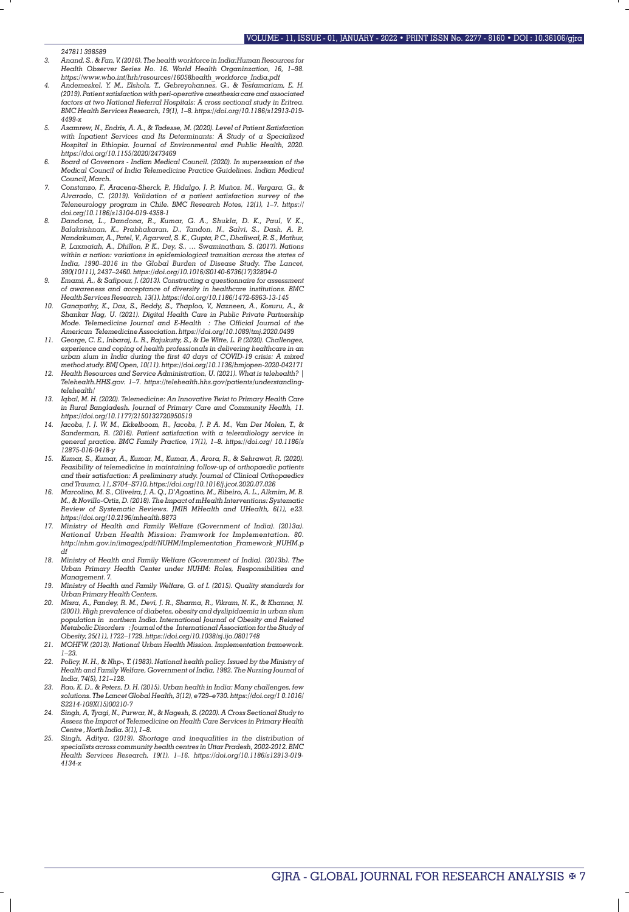247811398589

3. Anand, S., & Fan, V. (2016). The health workforce in India:Human Resources for Health Observer Series No. 16. World Health Organinzation, 16, 1–98. https://www.who.int/hrh/resources/16058health_workforce_India.pdf
4. Andemeskel, Y. M., Elsholz, T., Gebreyohannes, G., & Tesfamariam, E. H. (2019). Patient satisfaction with peri-operative anesthesia care and associated factors at two National Referral Hospitals: A cross sectional study in Eritrea. BMC Health Services Research, 19(1), 1–8. https://doi.org/10.1186/s12913-019-4499-x
5. Asamrew, N., Endris, A. A., & Tadesse, M. (2020). Level of Patient Satisfaction with Inpatient Services and Its Determinants: A Study of a Specialized Hospital in Ethiopia. Journal of Environmental and Public Health, 2020. https://doi.org/10.1155/2020/2473469
6. Board of Governors - Indian Medical Council. (2020). In supersession of the Medical Council of India Telemedicine Practice Guidelines. Indian Medical Council, March.
7. Constanzo, F., Aracena-Sherck, P., Hidalgo, J. P., Muñoz, M., Vergara, G., & Alvarado, C. (2019). Validation of a patient satisfaction survey of the Teleneurology program in Chile. BMC Research Notes, 12(1), 1–7. https://doi.org/10.1186/s13104-019-4358-1
8. Dandona, L., Dandona, R., Kumar, G. A., Shukla, D. K., Paul, V. K., Balakrishnan, K., Prabhakaran, D., Tandon, N., Salvi, S., Dash, A. P., Nandakumar, A., Patel, V., Agarwal, S. K., Gupta, P. C., Dhaliwal, R. S., Mathur, P., Laxmaiah, A., Dhillon, P. K., Dey, S., … Swaminathan, S. (2017). Nations within a nation: variations in epidemiological transition across the states of India, 1990–2016 in the Global Burden of Disease Study. The Lancet, 390(10111), 2437–2460. https://doi.org/10.1016/S0140-6736(17)32804-0
9. Emami, A., & Safipour, J. (2013). Constructing a questionnaire for assessment of awareness and acceptance of diversity in healthcare institutions. BMC Health Services Research, 13(1). https://doi.org/10.1186/1472-6963-13-145
10. Ganapathy, K., Das, S., Reddy, S., Thaploo, V., Nazneen, A., Kosuru, A., & Shankar Nag, U. (2021). Digital Health Care in Public Private Partnership Mode. Telemedicine Journal and E-Health : The Official Journal of the American Telemedicine Association. https://doi.org/10.1089/tmj.2020.0499
11. George, C. E., Inbaraj, L. R., Rajukutty, S., & De Witte, L. P. (2020). Challenges, experience and coping of health professionals in delivering healthcare in an urban slum in India during the first 40 days of COVID-19 crisis: A mixed method study. BMJ Open, 10(11). https://doi.org/10.1136/bmjopen-2020-042171
12. Health Resources and Service Administration, U. (2021). What is telehealth? | Telehealth.HHS.gov. 1–7. https://telehealth.hhs.gov/patients/understanding-telehealth/
13. Iqbal, M. H. (2020). Telemedicine: An Innovative Twist to Primary Health Care in Rural Bangladesh. Journal of Primary Care and Community Health, 11. https://doi.org/10.1177/2150132720950519
14. Jacobs, J. J. W. M., Ekkelboom, R., Jacobs, J. P. A. M., Van Der Molen, T., & Sanderman, R. (2016). Patient satisfaction with a teleradiology service in general practice. BMC Family Practice, 17(1), 1–8. https://doi.org/ 10.1186/s 12875-016-0418-y
15. Kumar, S., Kumar, A., Kumar, M., Kumar, A., Arora, R., & Sehrawat, R. (2020). Feasibility of telemedicine in maintaining follow-up of orthopaedic patients and their satisfaction: A preliminary study. Journal of Clinical Orthopaedics and Trauma, 11, S704–S710. https://doi.org/10.1016/j.jcot.2020.07.026
16. Marcolino, M. S., Oliveira, J. A. Q., D'Agostino, M., Ribeiro, A. L., Alkmim, M. B. M., & Novillo-Ortiz, D. (2018). The Impact of mHealth Interventions: Systematic Review of Systematic Reviews. JMIR MHealth and UHealth, 6(1), e23. https://doi.org/10.2196/mhealth.8873
17. Ministry of Health and Family Welfare (Government of India). (2013a). National Urban Health Mission: Framwork for Implementation. 80. http://nhm.gov.in/images/pdf/NUHM/Implementation_Framework_NUHM.pdf
18. Ministry of Health and Family Welfare (Government of India). (2013b). The Urban Primary Health Center under NUHM: Roles, Responsibilities and Management. 7.
19. Ministry of Health and Family Welfare, G. of I. (2015). Quality standards for Urban Primary Health Centers.
20. Misra, A., Pandey, R. M., Devi, J. R., Sharma, R., Vikram, N. K., & Khanna, N. (2001). High prevalence of diabetes, obesity and dyslipidaemia in urban slum population in northern India. International Journal of Obesity and Related Metabolic Disorders : Journal of the International Association for the Study of Obesity, 25(11), 1722–1729. https://doi.org/10.1038/sj.ijo.0801748
21. MOHFW. (2013). National Urban Health Mission. Implementation framework. 1–23.
22. Policy, N. H., & Nhp-, T. (1983). National health policy. Issued by the Ministry of Health and Family Welfare, Government of India, 1982. The Nursing Journal of India, 74(5), 121–128.
23. Rao, K. D., & Peters, D. H. (2015). Urban health in India: Many challenges, few solutions. The Lancet Global Health, 3(12), e729–e730. https://doi.org/1 0.1016/ S2214-109X(15)00210-7
24. Singh, A, Tyagi, N., Purwar, N., & Nagesh, S. (2020). A Cross Sectional Study to Assess the Impact of Telemedicine on Health Care Services in Primary Health Centre , North India. 3(1), 1–8.
25. Singh, Aditya. (2019). Shortage and inequalities in the distribution of specialists across community health centres in Uttar Pradesh, 2002-2012. BMC Health Services Research, 19(1), 1–16. https://doi.org/10.1186/s12913-019-4134-x